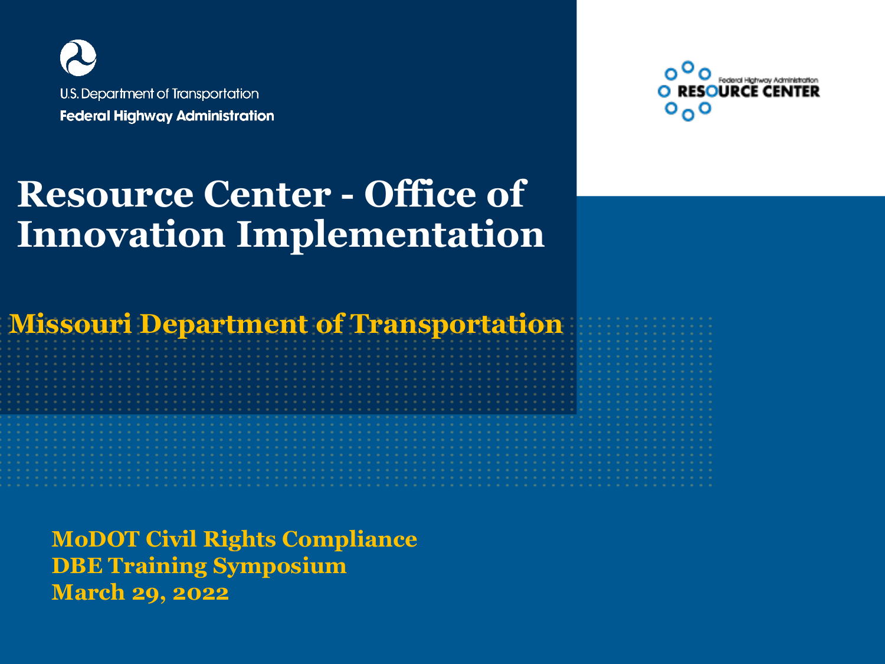U.S. Department of Transportation

Federal Highway Administration

Federal Highway Administration RESOURCE CENTER

# Resource Center - Office of Innovation Implementation

## Missouri Department of Transportation

**MoDOT Civil Rights Compliance**
**DBE Training Symposium**
**March 29, 2022**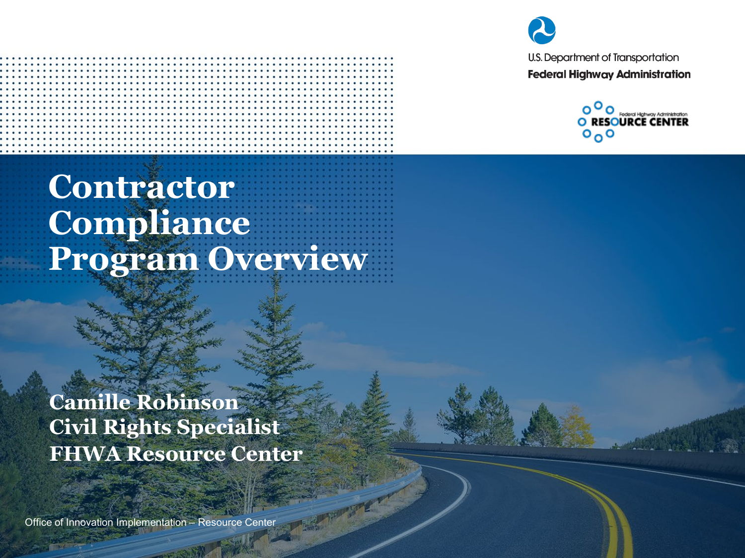U.S. Department of Transportation
**Federal Highway Administration**

Federal Highway Administration RESOURCE CENTER

# Contractor Compliance Program Overview

**Camille Robinson**
**Civil Rights Specialist**
**FHWA Resource Center**

Office of Innovation Implementation – Resource Center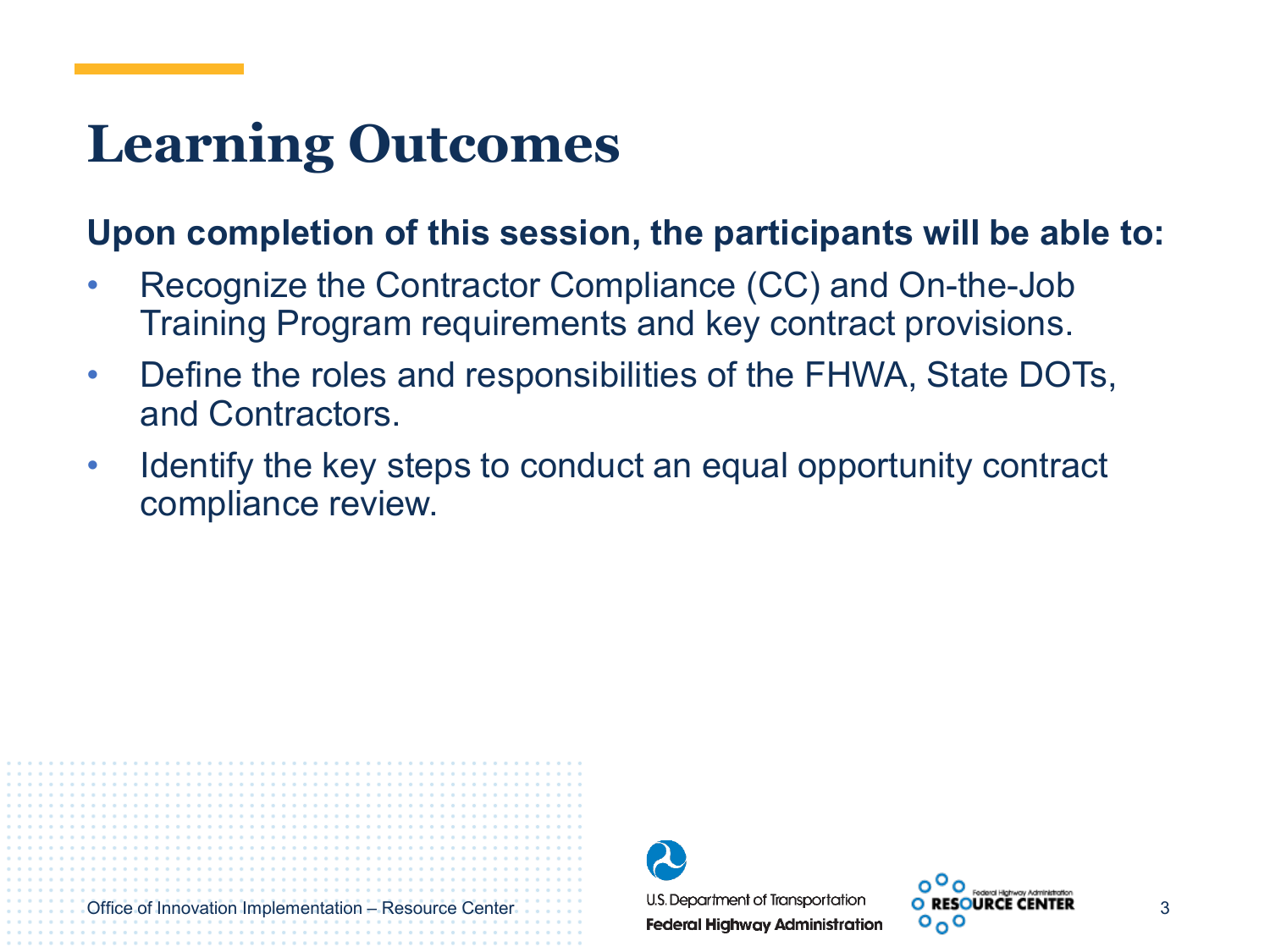# Learning Outcomes

**Upon completion of this session, the participants will be able to:**

- Recognize the Contractor Compliance (CC) and On-the-Job Training Program requirements and key contract provisions.
- Define the roles and responsibilities of the FHWA, State DOTs, and Contractors.
- Identify the key steps to conduct an equal opportunity contract compliance review.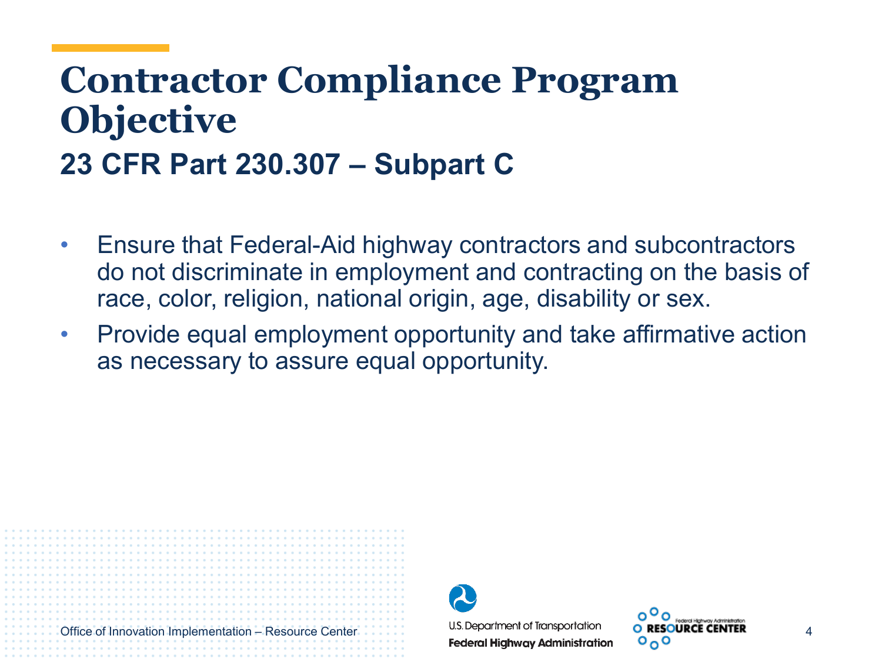# Contractor Compliance Program Objective

## 23 CFR Part 230.307 – Subpart C

- Ensure that Federal-Aid highway contractors and subcontractors do not discriminate in employment and contracting on the basis of race, color, religion, national origin, age, disability or sex.
- Provide equal employment opportunity and take affirmative action as necessary to assure equal opportunity.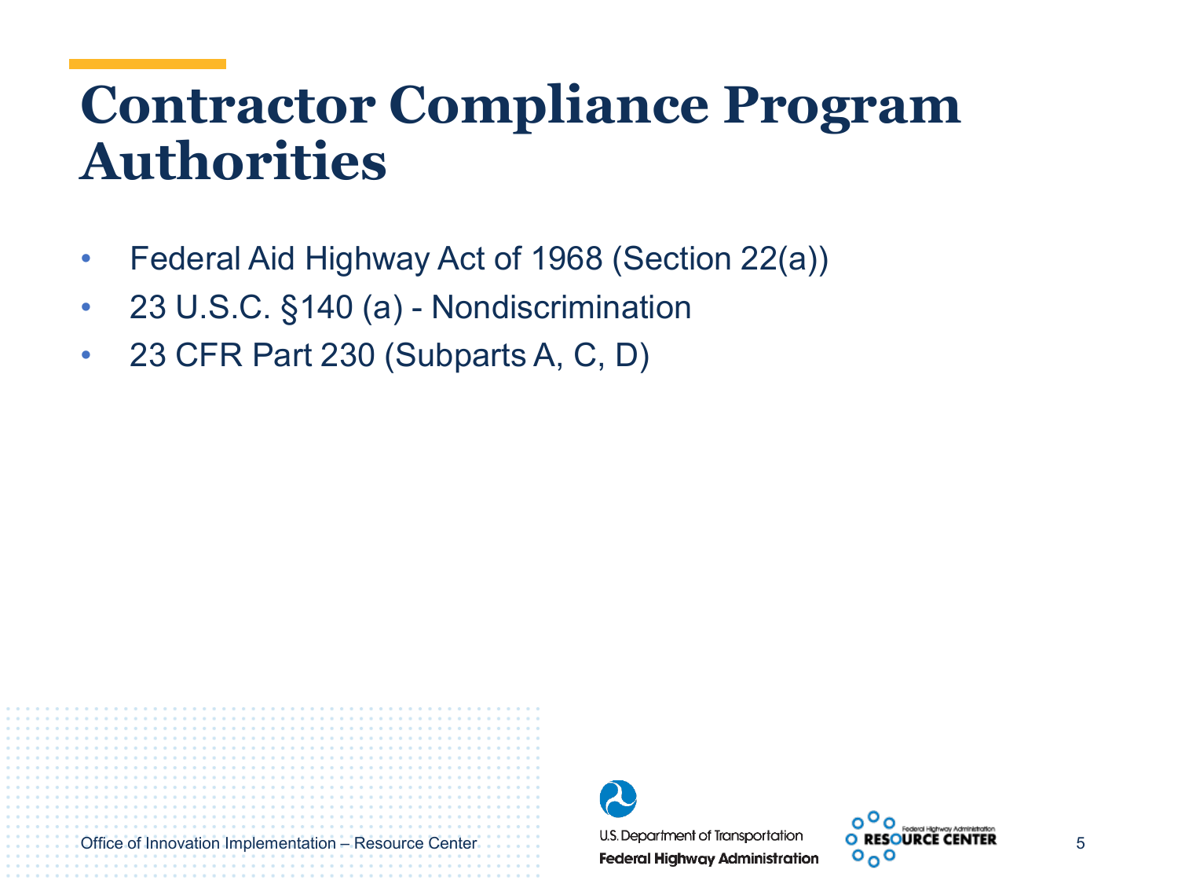# Contractor Compliance Program Authorities

- Federal Aid Highway Act of 1968 (Section 22(a))
- 23 U.S.C. §140 (a) - Nondiscrimination
- 23 CFR Part 230 (Subparts A, C, D)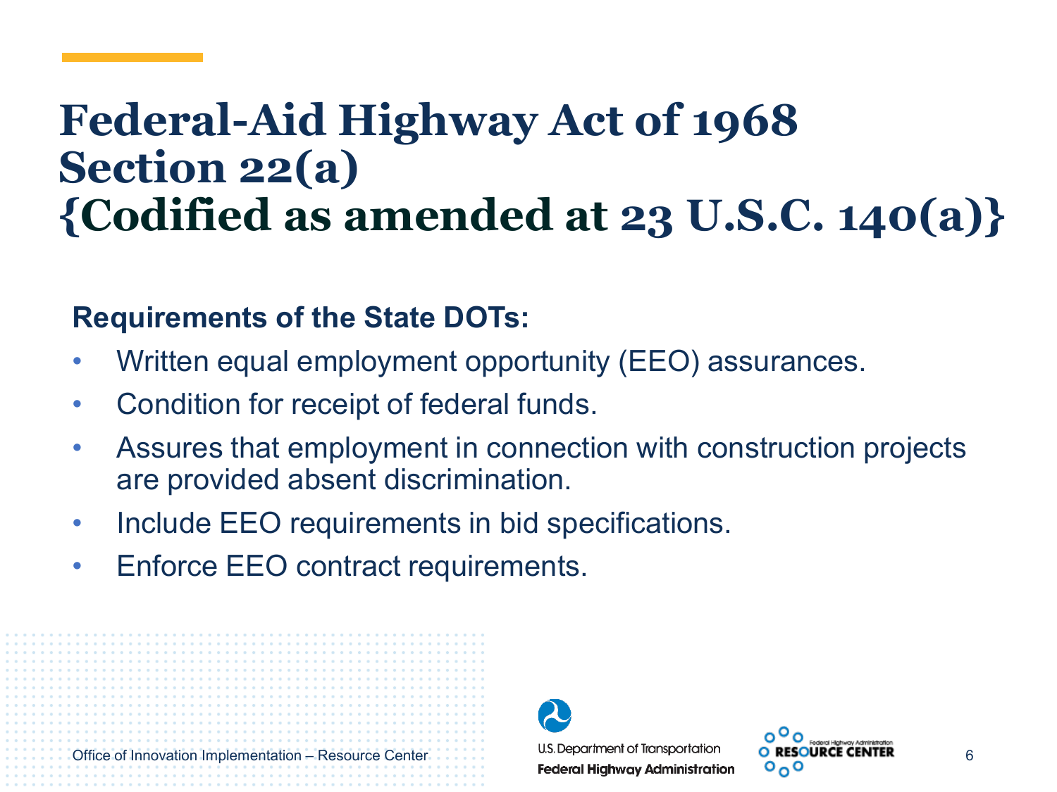# Federal-Aid Highway Act of 1968 Section 22(a) {Codified as amended at 23 U.S.C. 140(a)}

**Requirements of the State DOTs:**

- Written equal employment opportunity (EEO) assurances.
- Condition for receipt of federal funds.
- Assures that employment in connection with construction projects are provided absent discrimination.
- Include EEO requirements in bid specifications.
- Enforce EEO contract requirements.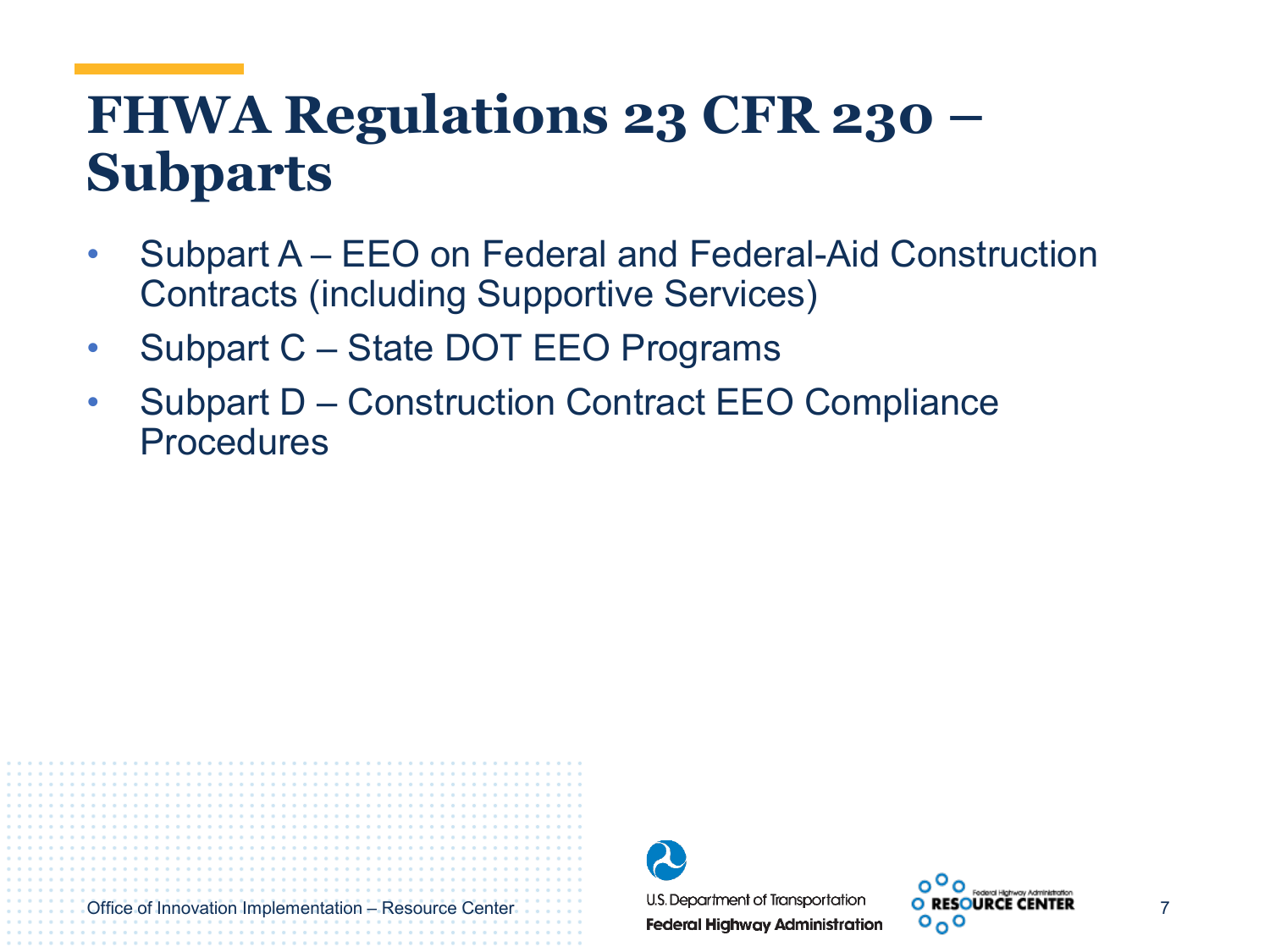# FHWA Regulations 23 CFR 230 – Subparts

- Subpart A – EEO on Federal and Federal-Aid Construction Contracts (including Supportive Services)
- Subpart C – State DOT EEO Programs
- Subpart D – Construction Contract EEO Compliance Procedures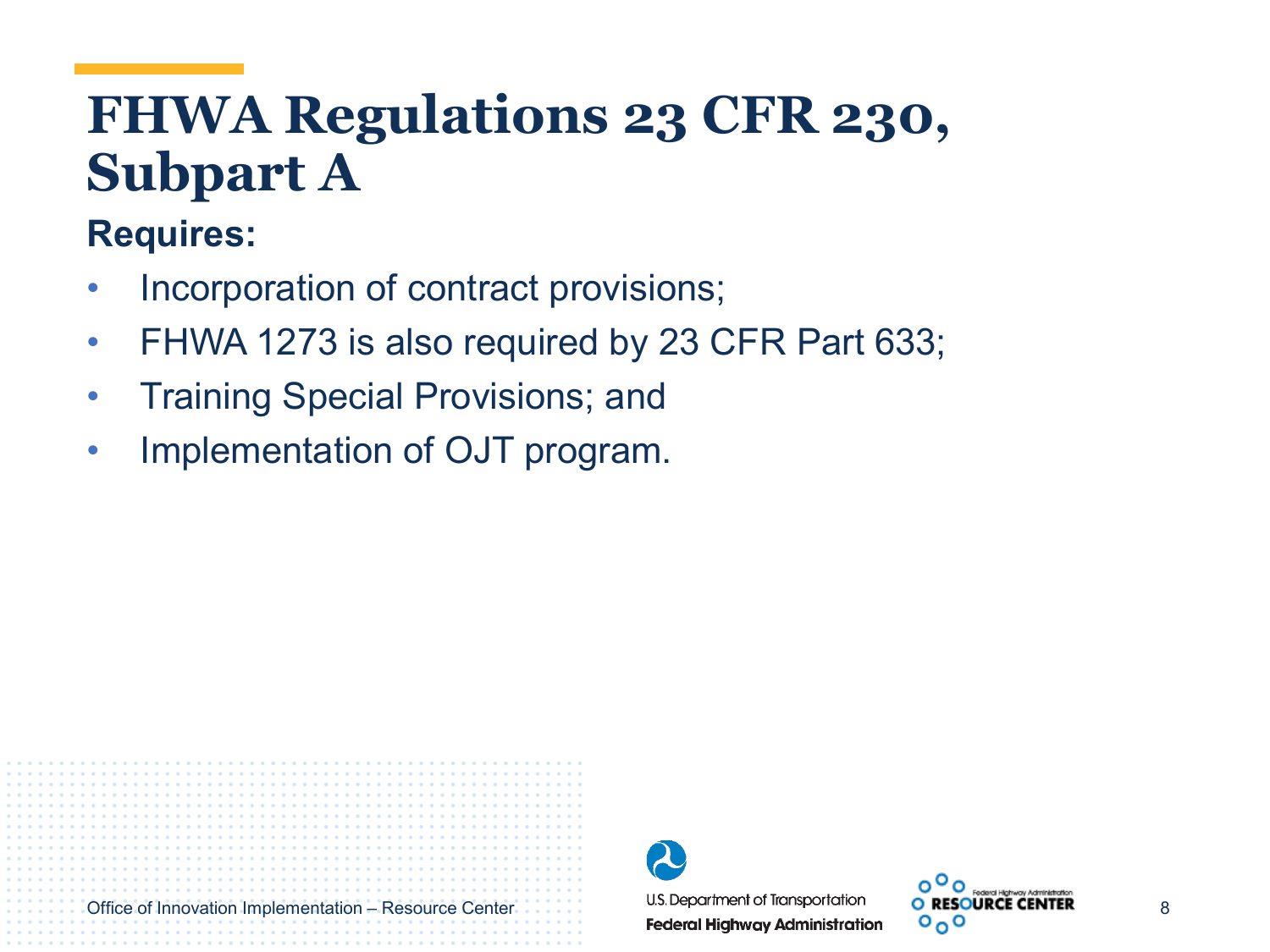# FHWA Regulations 23 CFR 230, Subpart A

**Requires:**

- Incorporation of contract provisions;
- FHWA 1273 is also required by 23 CFR Part 633;
- Training Special Provisions; and
- Implementation of OJT program.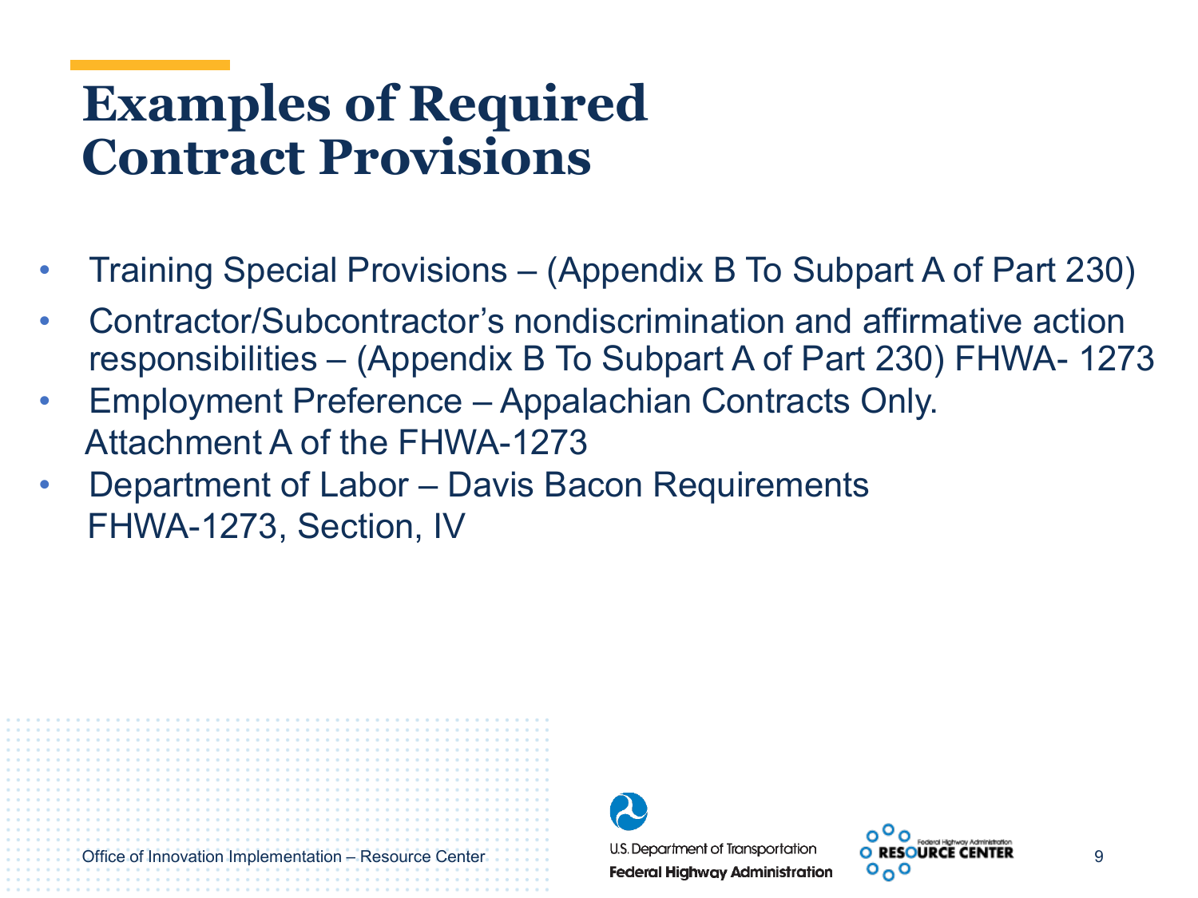# Examples of Required Contract Provisions

- Training Special Provisions – (Appendix B To Subpart A of Part 230)
- Contractor/Subcontractor's nondiscrimination and affirmative action responsibilities – (Appendix B To Subpart A of Part 230) FHWA- 1273
- Employment Preference – Appalachian Contracts Only. Attachment A of the FHWA-1273
- Department of Labor – Davis Bacon Requirements FHWA-1273, Section, IV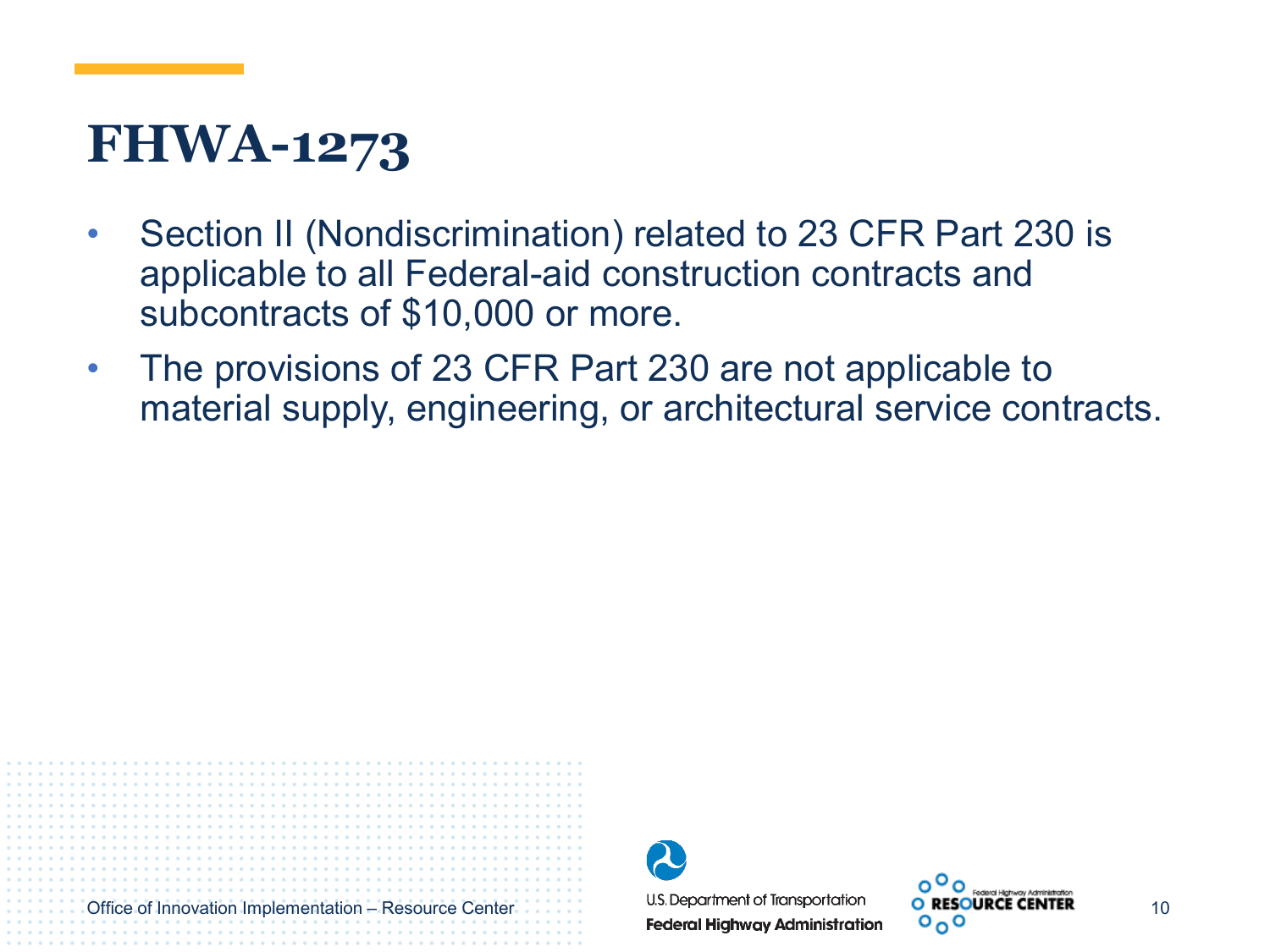# FHWA-1273

- Section II (Nondiscrimination) related to 23 CFR Part 230 is applicable to all Federal-aid construction contracts and subcontracts of $10,000 or more.
- The provisions of 23 CFR Part 230 are not applicable to material supply, engineering, or architectural service contracts.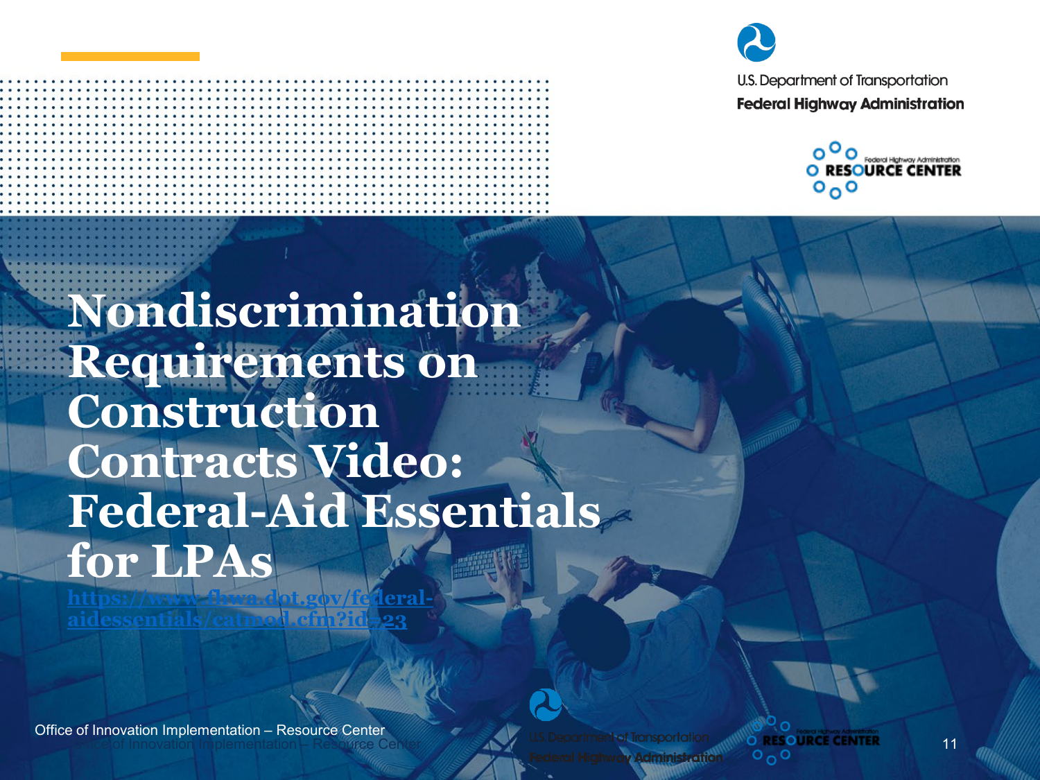# Nondiscrimination Requirements on Construction Contracts Video: Federal-Aid Essentials for LPAs

https://www.fhwa.dot.gov/federal-aidessentials/catmod.cfm?id=23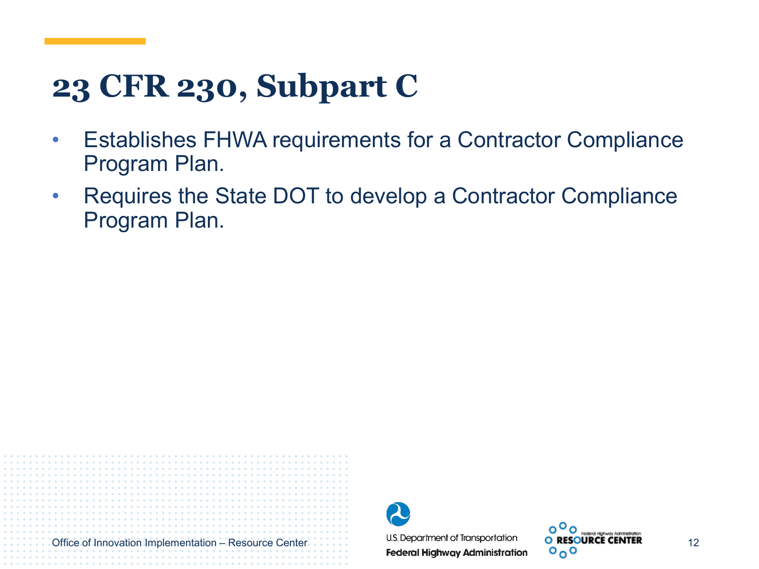# 23 CFR 230, Subpart C

- Establishes FHWA requirements for a Contractor Compliance Program Plan.
- Requires the State DOT to develop a Contractor Compliance Program Plan.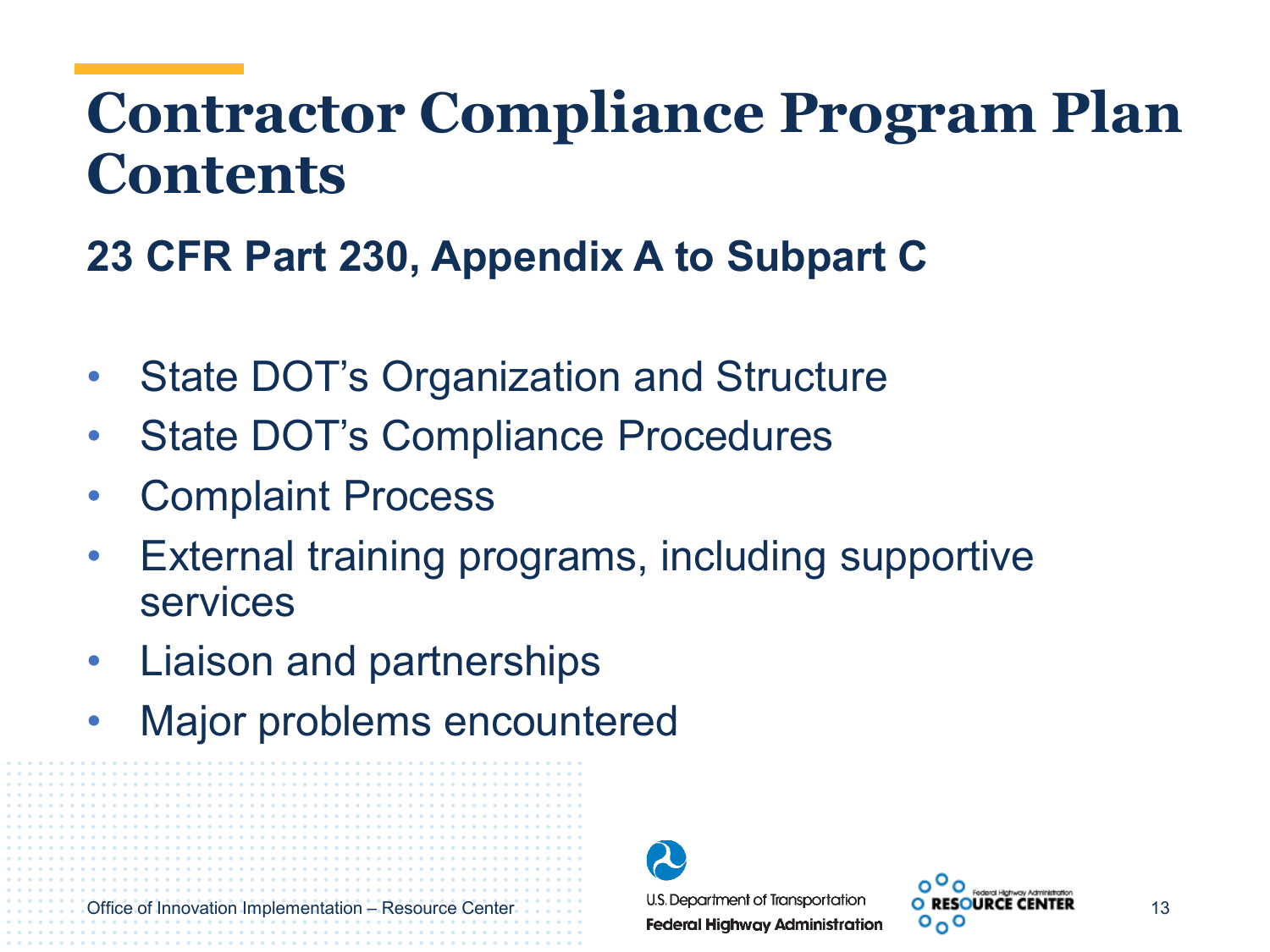# Contractor Compliance Program Plan Contents

## 23 CFR Part 230, Appendix A to Subpart C

- State DOT's Organization and Structure
- State DOT's Compliance Procedures
- Complaint Process
- External training programs, including supportive services
- Liaison and partnerships
- Major problems encountered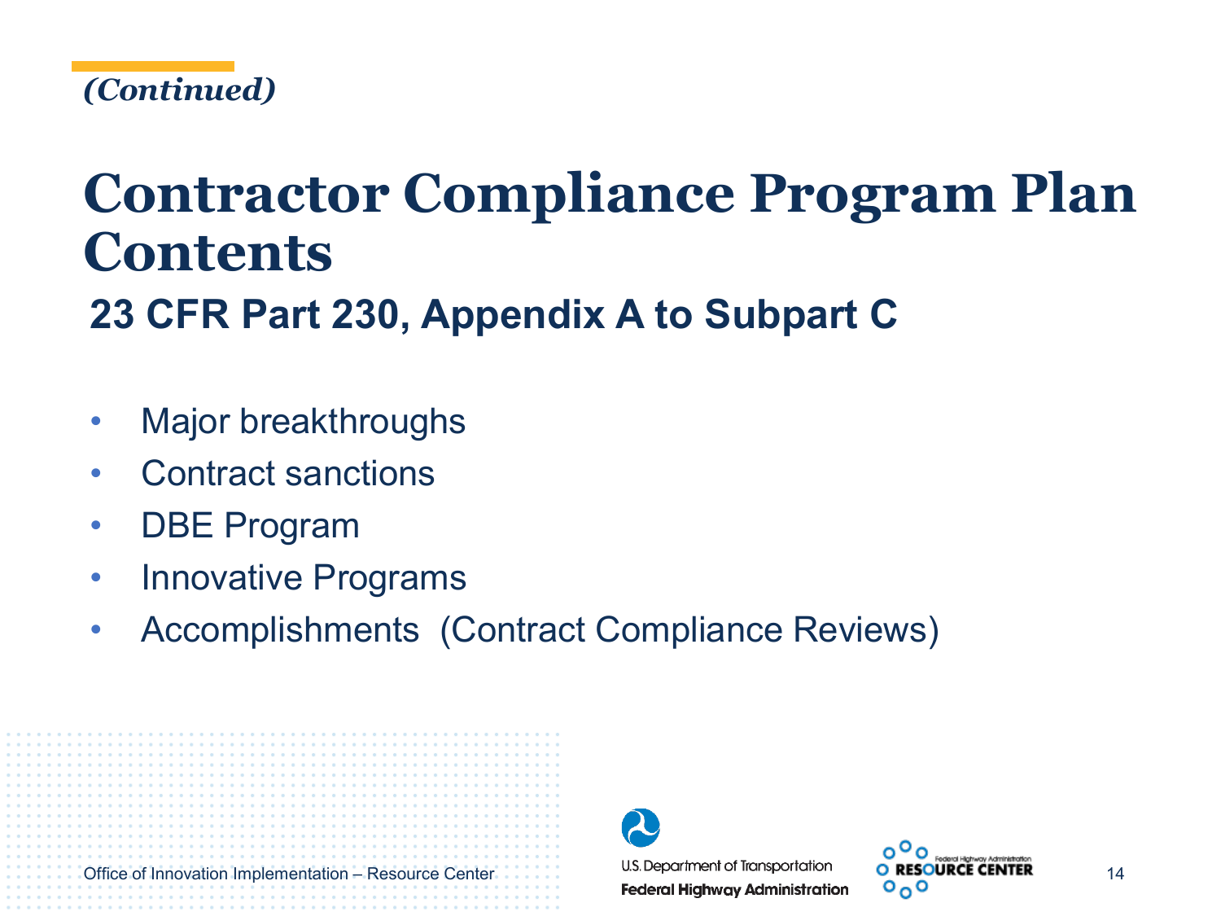*(Continued)*

# Contractor Compliance Program Plan Contents

## 23 CFR Part 230, Appendix A to Subpart C

- Major breakthroughs
- Contract sanctions
- DBE Program
- Innovative Programs
- Accomplishments (Contract Compliance Reviews)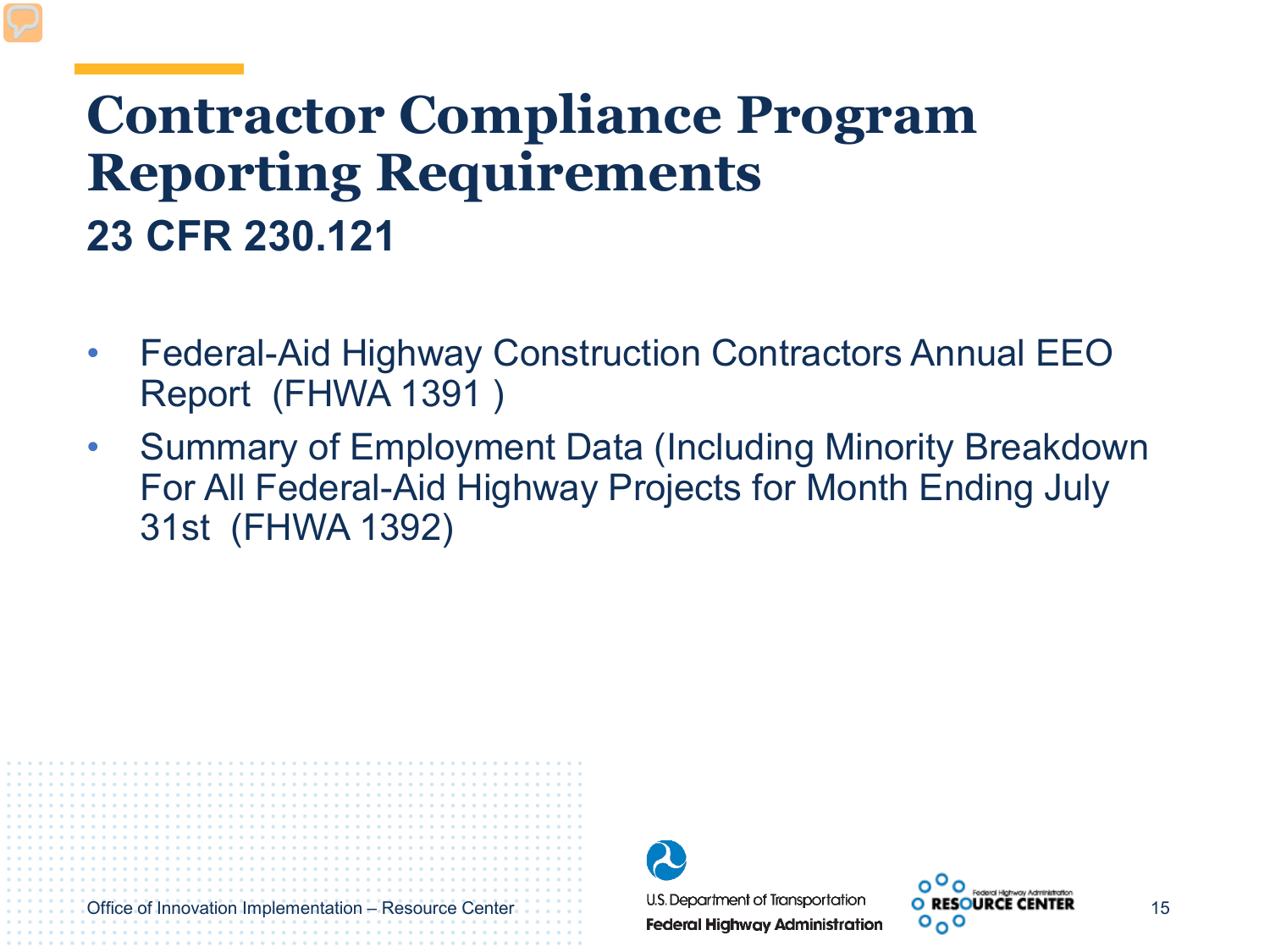# Contractor Compliance Program Reporting Requirements

## 23 CFR 230.121

- Federal-Aid Highway Construction Contractors Annual EEO Report (FHWA 1391 )
- Summary of Employment Data (Including Minority Breakdown For All Federal-Aid Highway Projects for Month Ending July 31st (FHWA 1392)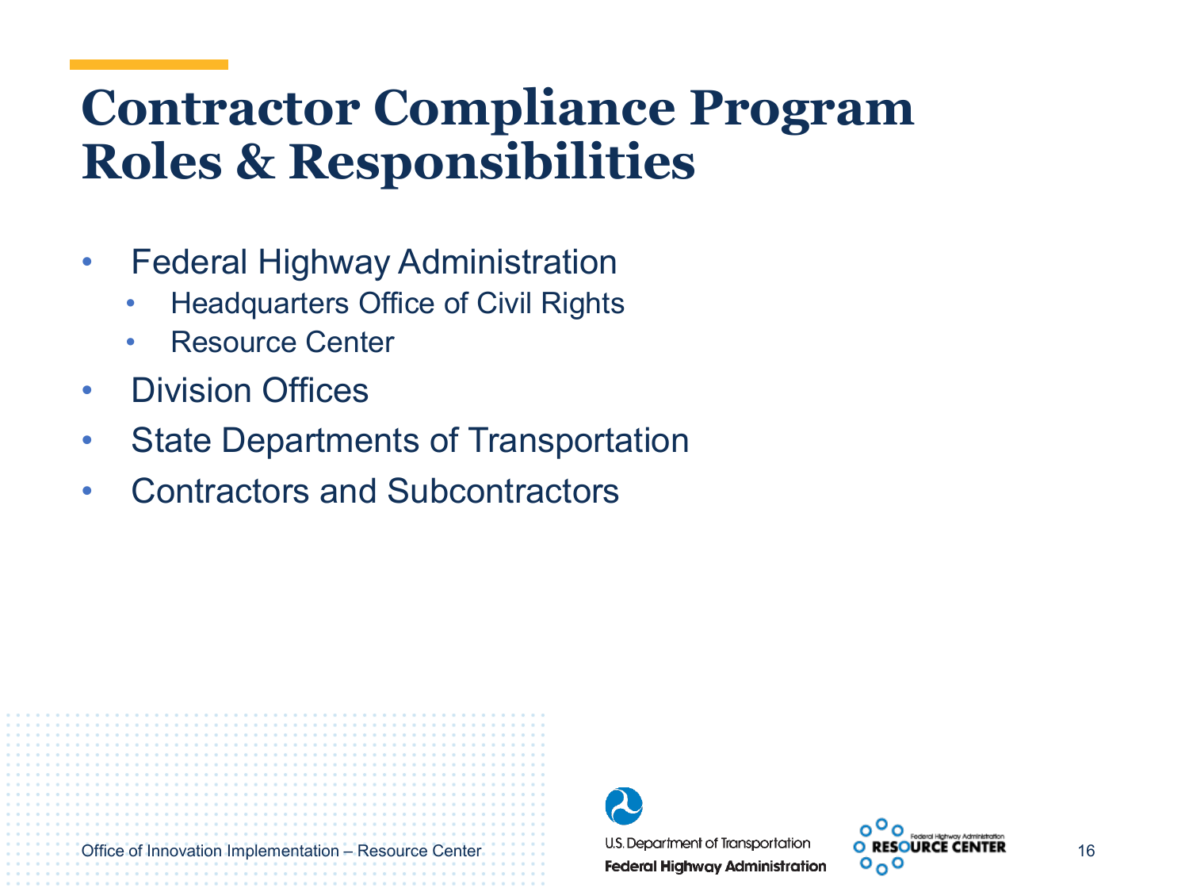# Contractor Compliance Program Roles & Responsibilities

- Federal Highway Administration
  - Headquarters Office of Civil Rights
  - Resource Center
- Division Offices
- State Departments of Transportation
- Contractors and Subcontractors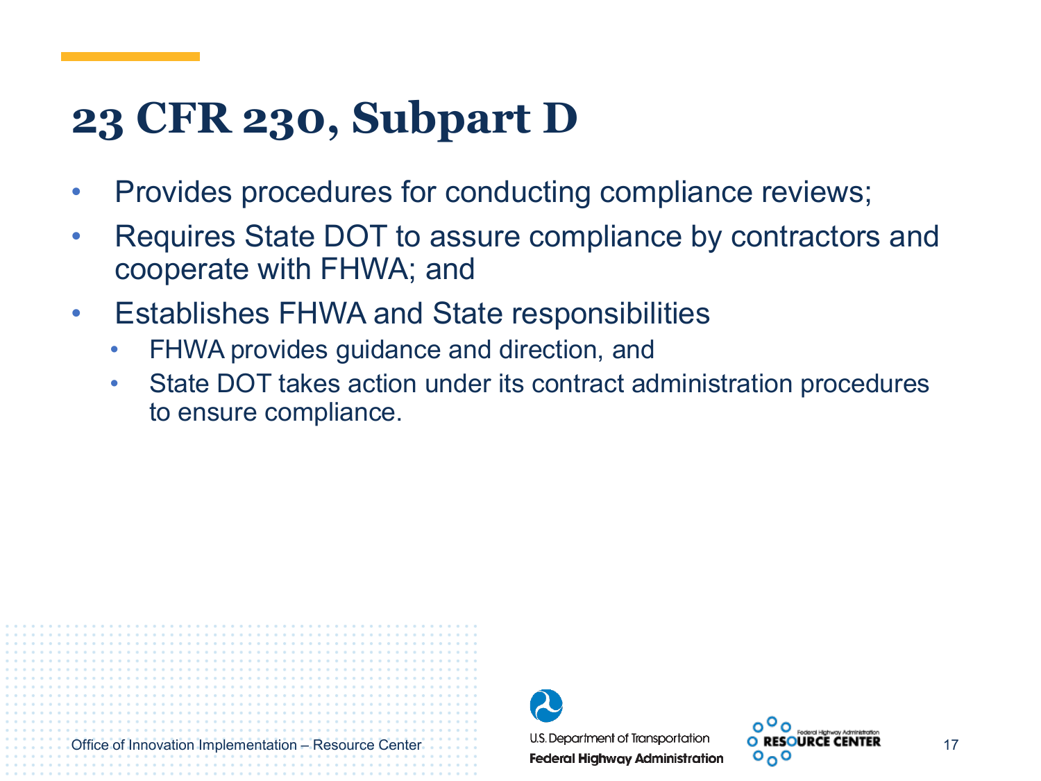# 23 CFR 230, Subpart D

- Provides procedures for conducting compliance reviews;
- Requires State DOT to assure compliance by contractors and cooperate with FHWA; and
- Establishes FHWA and State responsibilities
  - FHWA provides guidance and direction, and
  - State DOT takes action under its contract administration procedures to ensure compliance.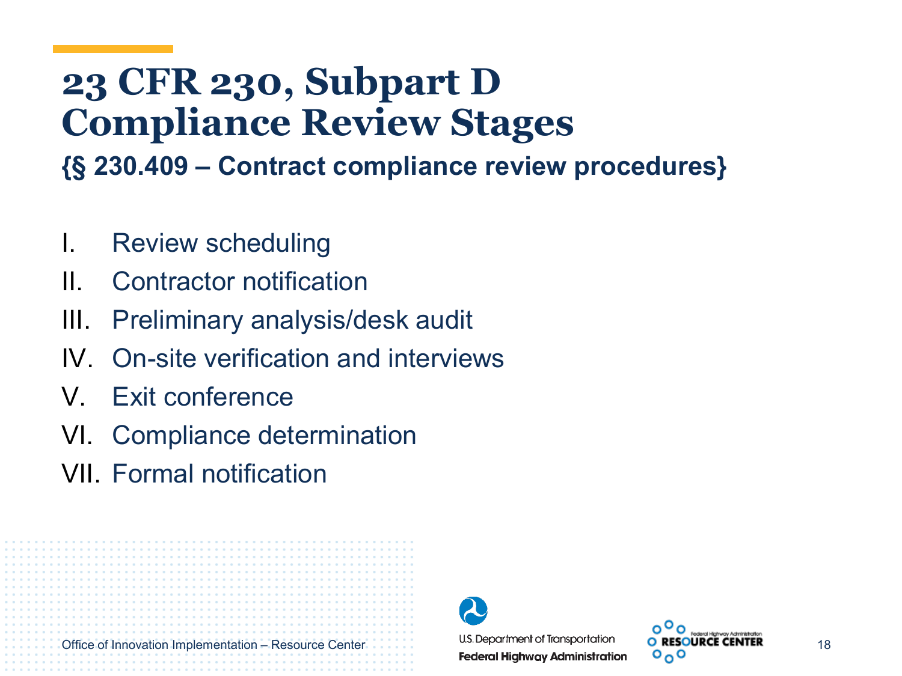# 23 CFR 230, Subpart D Compliance Review Stages

**{§ 230.409 – Contract compliance review procedures}**

I. Review scheduling
II. Contractor notification
III. Preliminary analysis/desk audit
IV. On-site verification and interviews
V. Exit conference
VI. Compliance determination
VII. Formal notification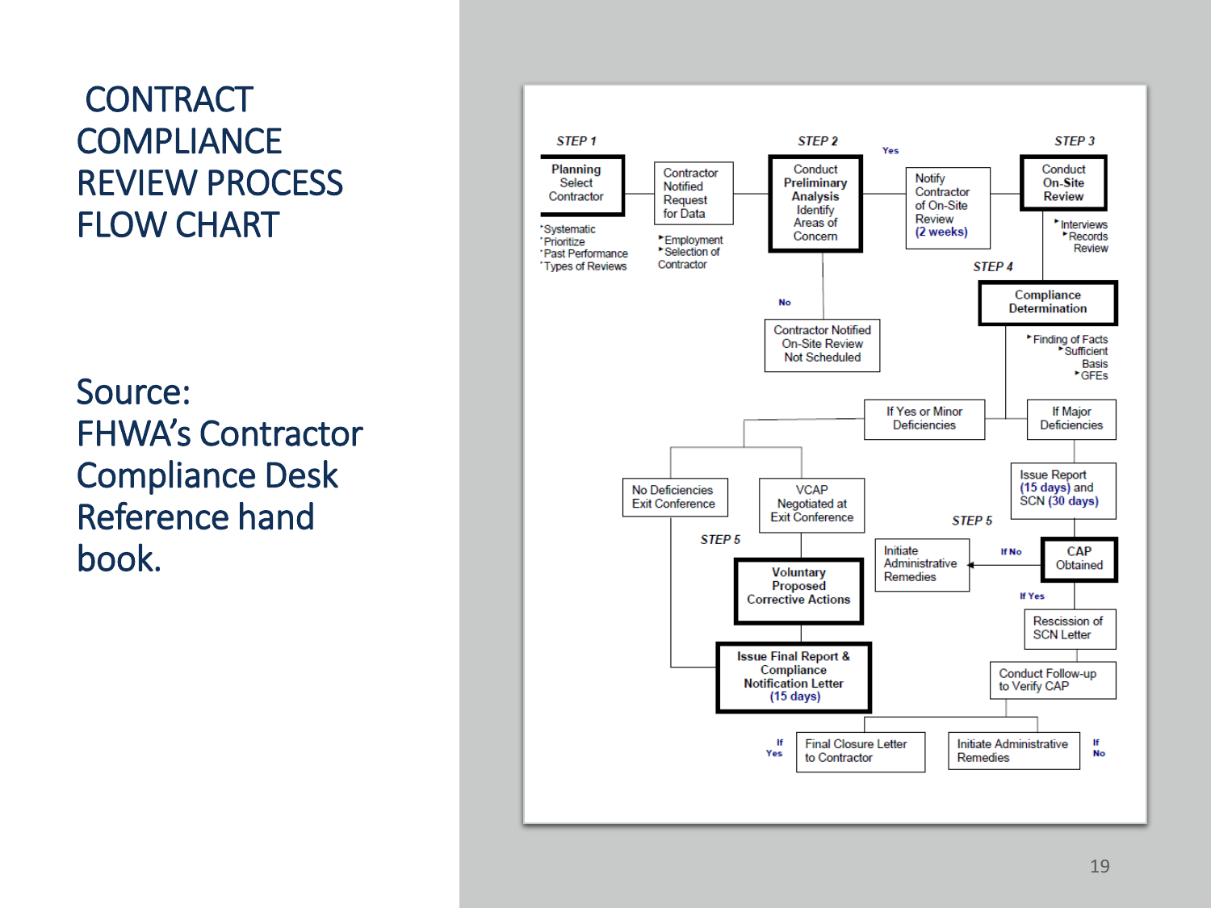# CONTRACT COMPLIANCE REVIEW PROCESS FLOW CHART

Source: FHWA's Contractor Compliance Desk Reference hand book.

**STEP 1**

**Planning** Select Contractor
- Systematic
- Prioritize
- Past Performance
- Types of Reviews

Contractor Notified Request for Data
- Employment
- Selection of Contractor

**STEP 2**

Conduct **Preliminary Analysis** Identify Areas of Concern

Yes → Notify Contractor of On-Site Review (2 weeks)

No → Contractor Notified On-Site Review Not Scheduled

**STEP 3**

Conduct **On-Site Review**
- Interviews
- Records Review

**STEP 4**

**Compliance Determination**
- Finding of Facts
- Sufficient Basis
- GFEs

If Yes or Minor Deficiencies
- No Deficiencies Exit Conference
- VCAP Negotiated at Exit Conference

If Major Deficiencies → Issue Report (15 days) and SCN (30 days)

**STEP 5**

**Voluntary Proposed Corrective Actions**

**Issue Final Report & Compliance Notification Letter (15 days)**

**STEP 5**

**CAP Obtained**
- If No → Initiate Administrative Remedies
- If Yes → Rescission of SCN Letter → Conduct Follow-up to Verify CAP

If Yes → Final Closure Letter to Contractor

If No → Initiate Administrative Remedies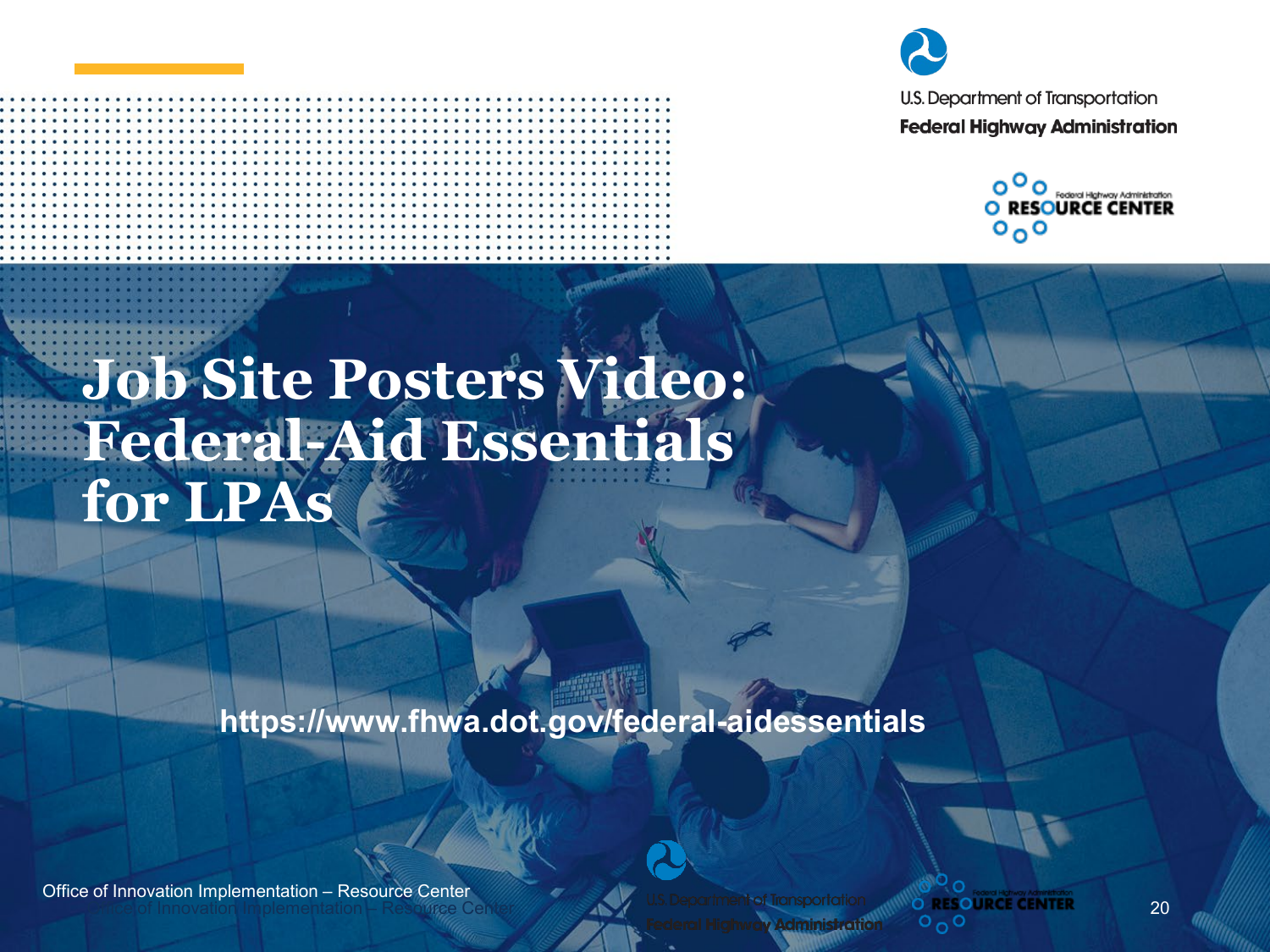# Job Site Posters Video: Federal-Aid Essentials for LPAs

https://www.fhwa.dot.gov/federal-aidessentials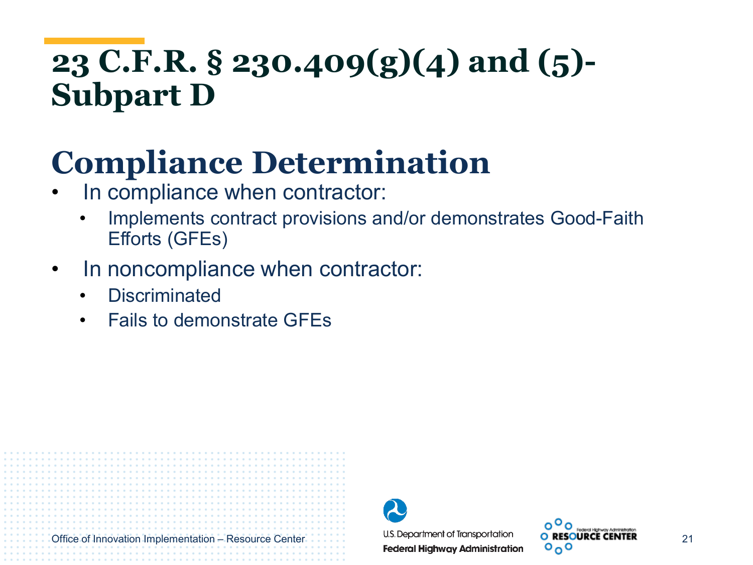# 23 C.F.R. § 230.409(g)(4) and (5)-Subpart D

## Compliance Determination

- In compliance when contractor:
  - Implements contract provisions and/or demonstrates Good-Faith Efforts (GFEs)
- In noncompliance when contractor:
  - Discriminated
  - Fails to demonstrate GFEs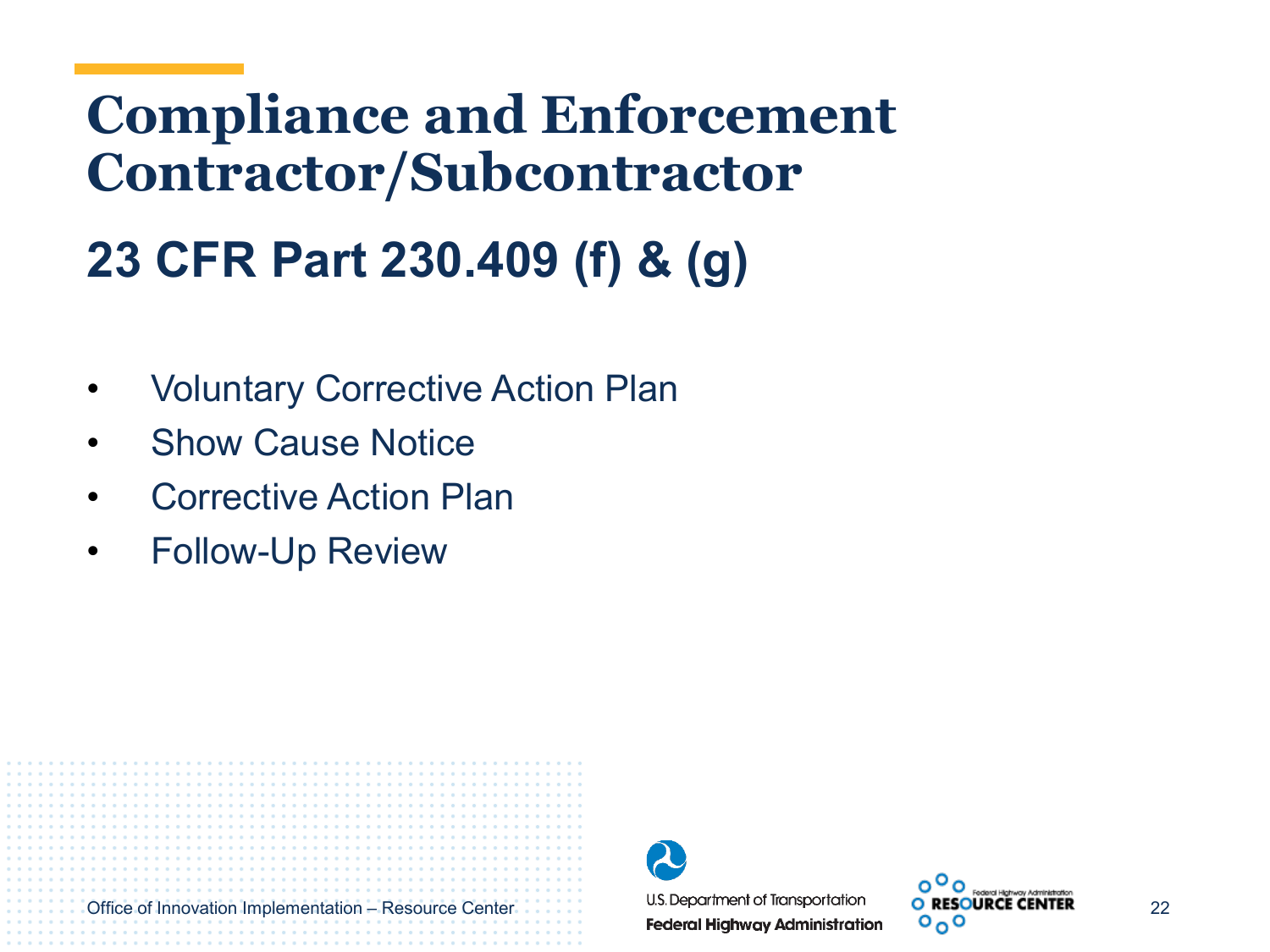# Compliance and Enforcement Contractor/Subcontractor

## 23 CFR Part 230.409 (f) & (g)

- Voluntary Corrective Action Plan
- Show Cause Notice
- Corrective Action Plan
- Follow-Up Review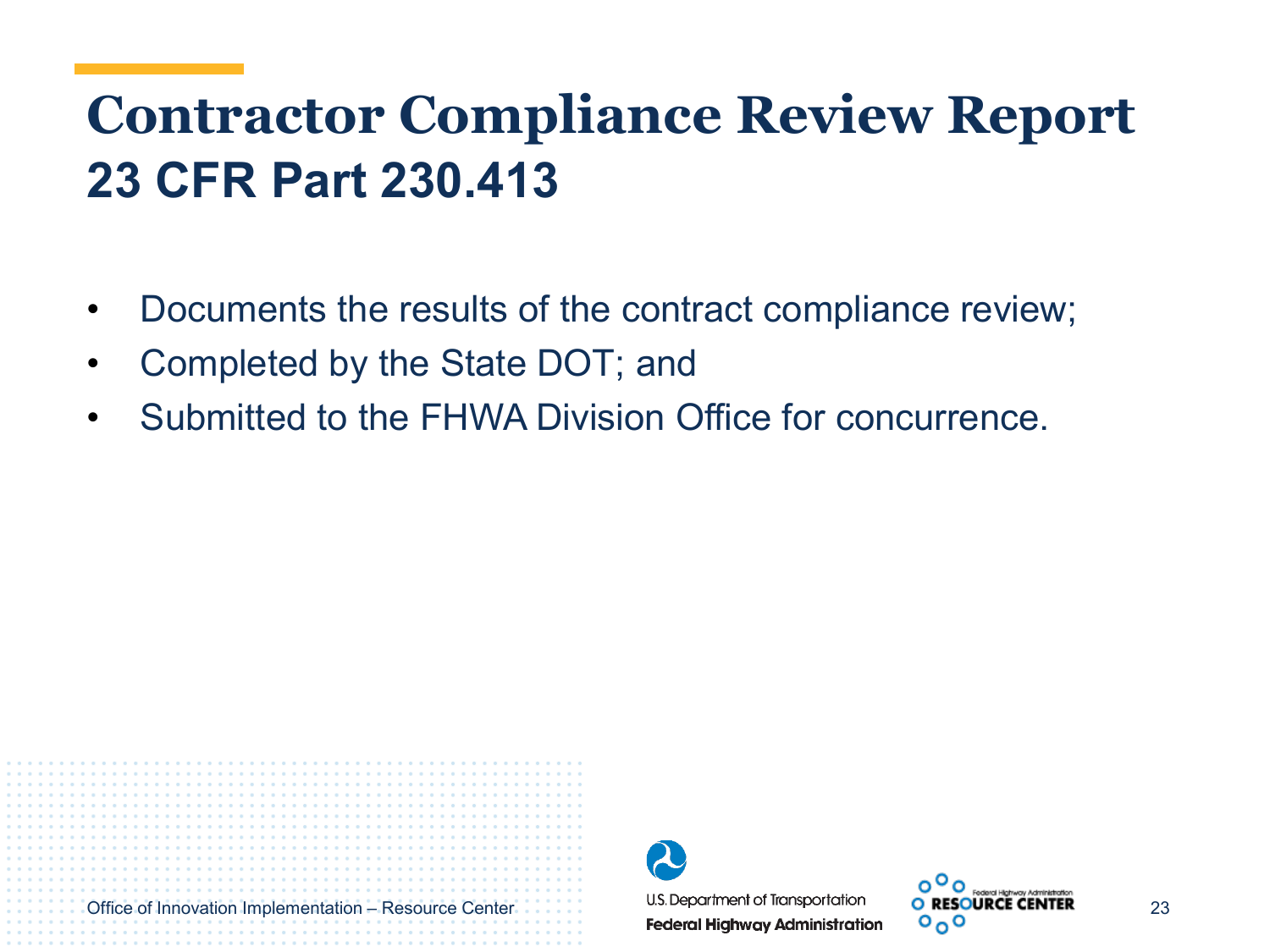# Contractor Compliance Review Report

## 23 CFR Part 230.413

- Documents the results of the contract compliance review;
- Completed by the State DOT; and
- Submitted to the FHWA Division Office for concurrence.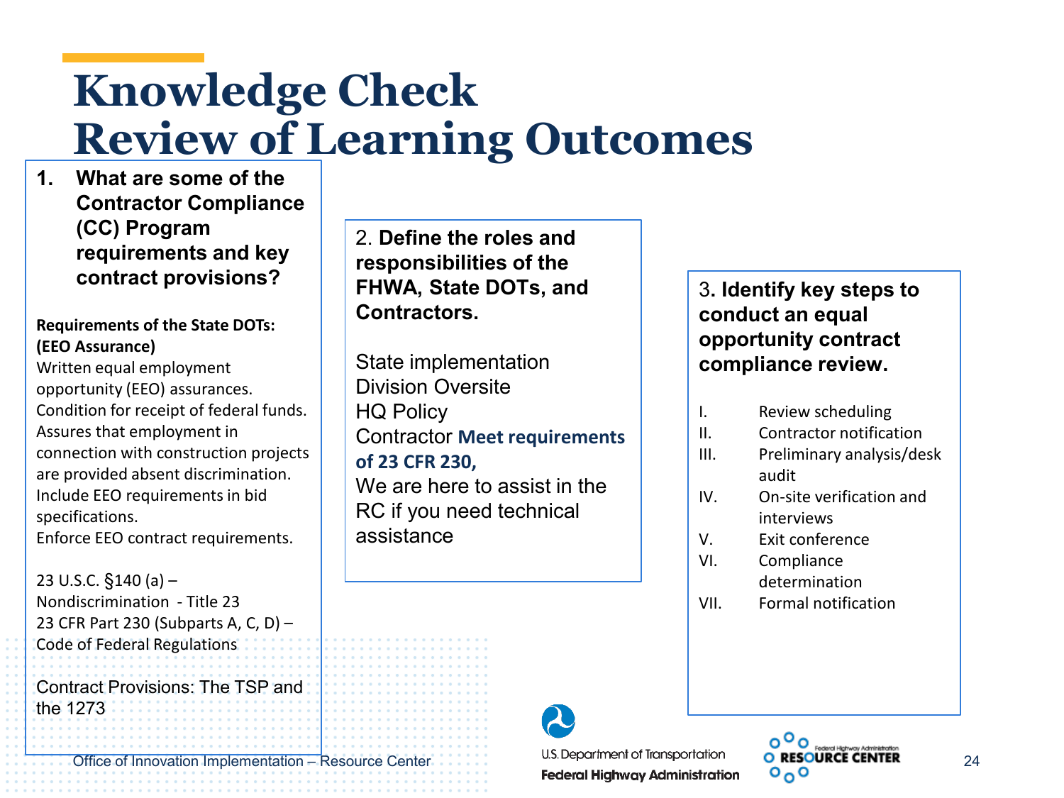# Knowledge Check
# Review of Learning Outcomes

**1. What are some of the Contractor Compliance (CC) Program requirements and key contract provisions?**

**Requirements of the State DOTs: (EEO Assurance)**

Written equal employment opportunity (EEO) assurances.
Condition for receipt of federal funds.
Assures that employment in connection with construction projects are provided absent discrimination.
Include EEO requirements in bid specifications.
Enforce EEO contract requirements.

23 U.S.C. §140 (a) – Nondiscrimination - Title 23
23 CFR Part 230 (Subparts A, C, D) – Code of Federal Regulations

Contract Provisions: The TSP and the 1273

2. **Define the roles and responsibilities of the FHWA, State DOTs, and Contractors.**

State implementation
Division Oversite
HQ Policy
Contractor **Meet requirements of 23 CFR 230,**
We are here to assist in the RC if you need technical assistance

3. **Identify key steps to conduct an equal opportunity contract compliance review.**

I. Review scheduling
II. Contractor notification
III. Preliminary analysis/desk audit
IV. On-site verification and interviews
V. Exit conference
VI. Compliance determination
VII. Formal notification

Office of Innovation Implementation – Resource Center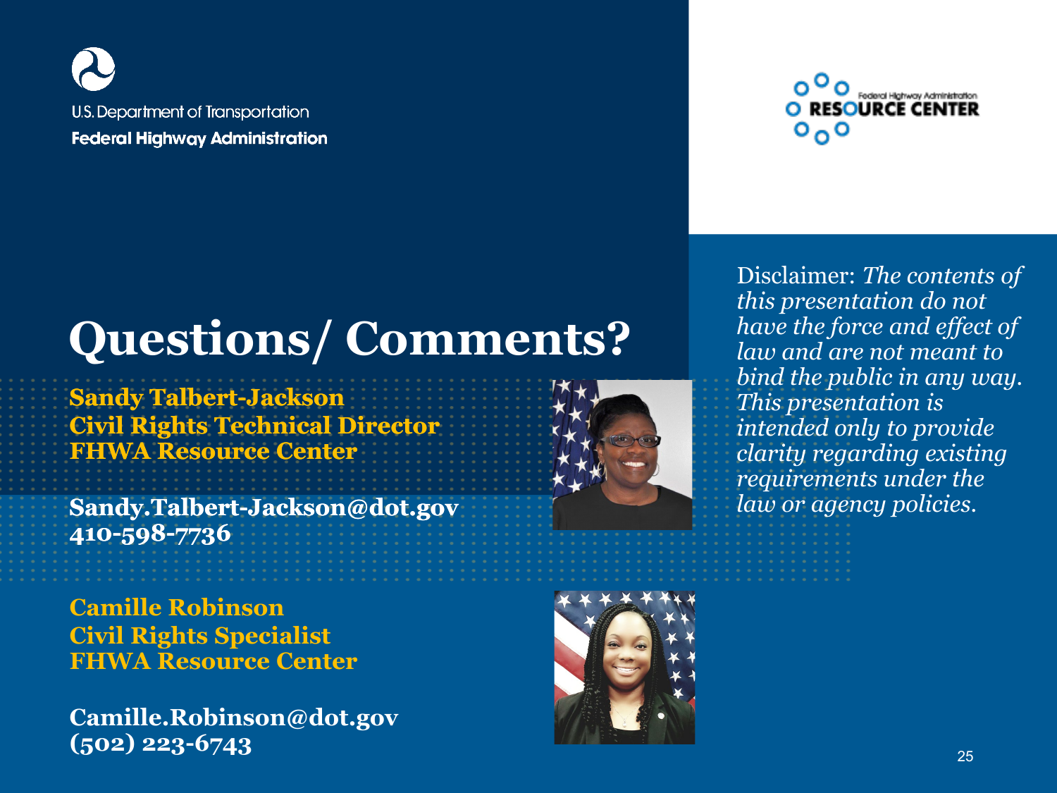U.S. Department of Transportation

**Federal Highway Administration**

Federal Highway Administration RESOURCE CENTER

# Questions/ Comments?

**Sandy Talbert-Jackson**
**Civil Rights Technical Director**
**FHWA Resource Center**

**Sandy.Talbert-Jackson@dot.gov**
**410-598-7736**

**Camille Robinson**
**Civil Rights Specialist**
**FHWA Resource Center**

**Camille.Robinson@dot.gov**
**(502) 223-6743**

Disclaimer: *The contents of this presentation do not have the force and effect of law and are not meant to bind the public in any way. This presentation is intended only to provide clarity regarding existing requirements under the law or agency policies.*